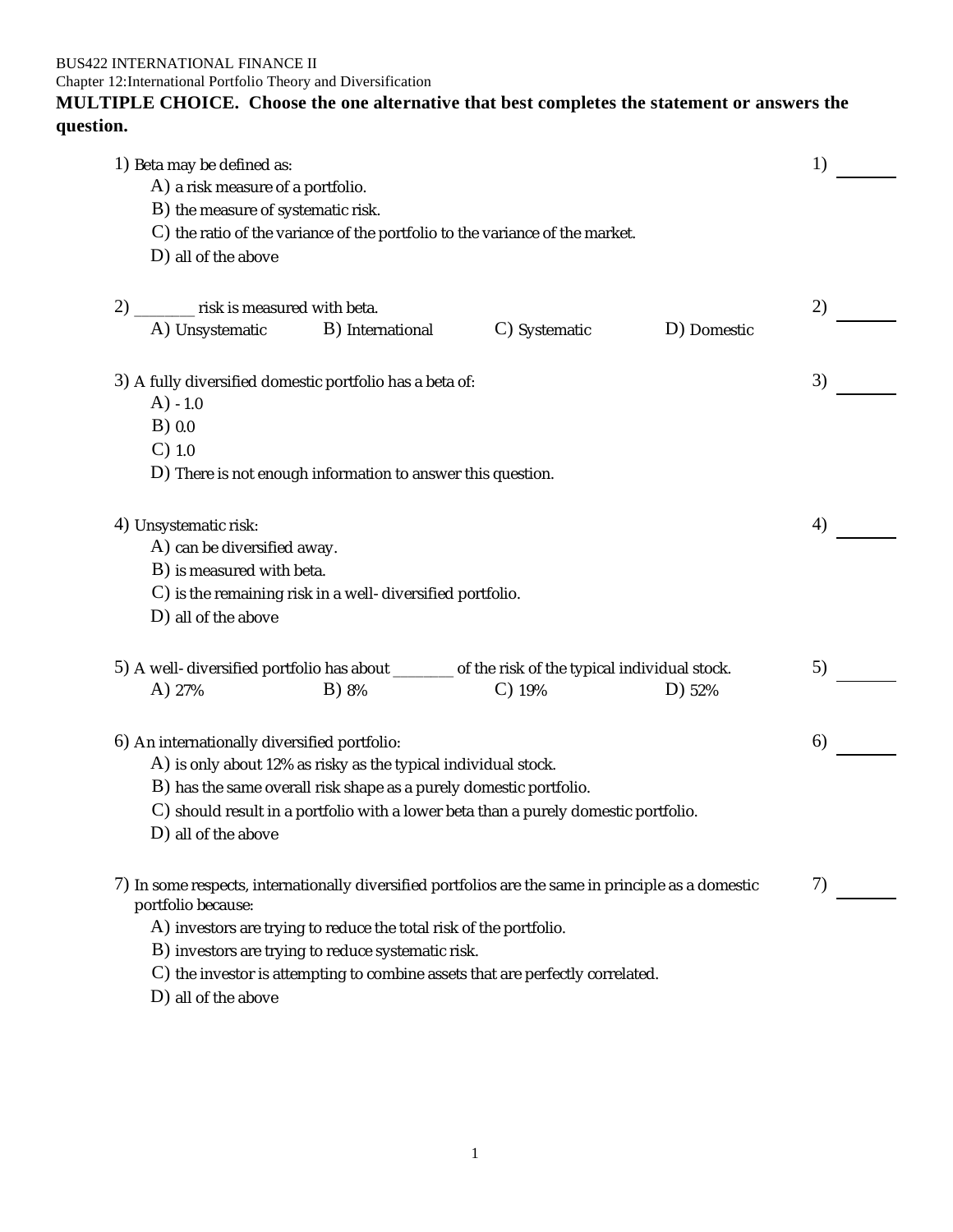BUS422 INTERNATIONAL FINANCE II

Chapter 12:International Portfolio Theory and Diversification

**MULTIPLE CHOICE. Choose the one alternative that best completes the statement or answers the question.**

1) Beta may be defined as:
   A) a risk measure of a portfolio.
   B) the measure of systematic risk.
   C) the ratio of the variance of the portfolio to the variance of the market.
   D) all of the above

1) _______

2) ________ risk is measured with beta.
   A) Unsystematic    B) International    C) Systematic    D) Domestic

2) _______

3) A fully diversified domestic portfolio has a beta of:
   A) - 1.0
   B) 0.0
   C) 1.0
   D) There is not enough information to answer this question.

3) _______

4) Unsystematic risk:
   A) can be diversified away.
   B) is measured with beta.
   C) is the remaining risk in a well- diversified portfolio.
   D) all of the above

4) _______

5) A well- diversified portfolio has about ________ of the risk of the typical individual stock.
   A) 27%    B) 8%    C) 19%    D) 52%

5) _______

6) An internationally diversified portfolio:
   A) is only about 12% as risky as the typical individual stock.
   B) has the same overall risk shape as a purely domestic portfolio.
   C) should result in a portfolio with a lower beta than a purely domestic portfolio.
   D) all of the above

6) _______

7) In some respects, internationally diversified portfolios are the same in principle as a domestic portfolio because:
   A) investors are trying to reduce the total risk of the portfolio.
   B) investors are trying to reduce systematic risk.
   C) the investor is attempting to combine assets that are perfectly correlated.
   D) all of the above

7) _______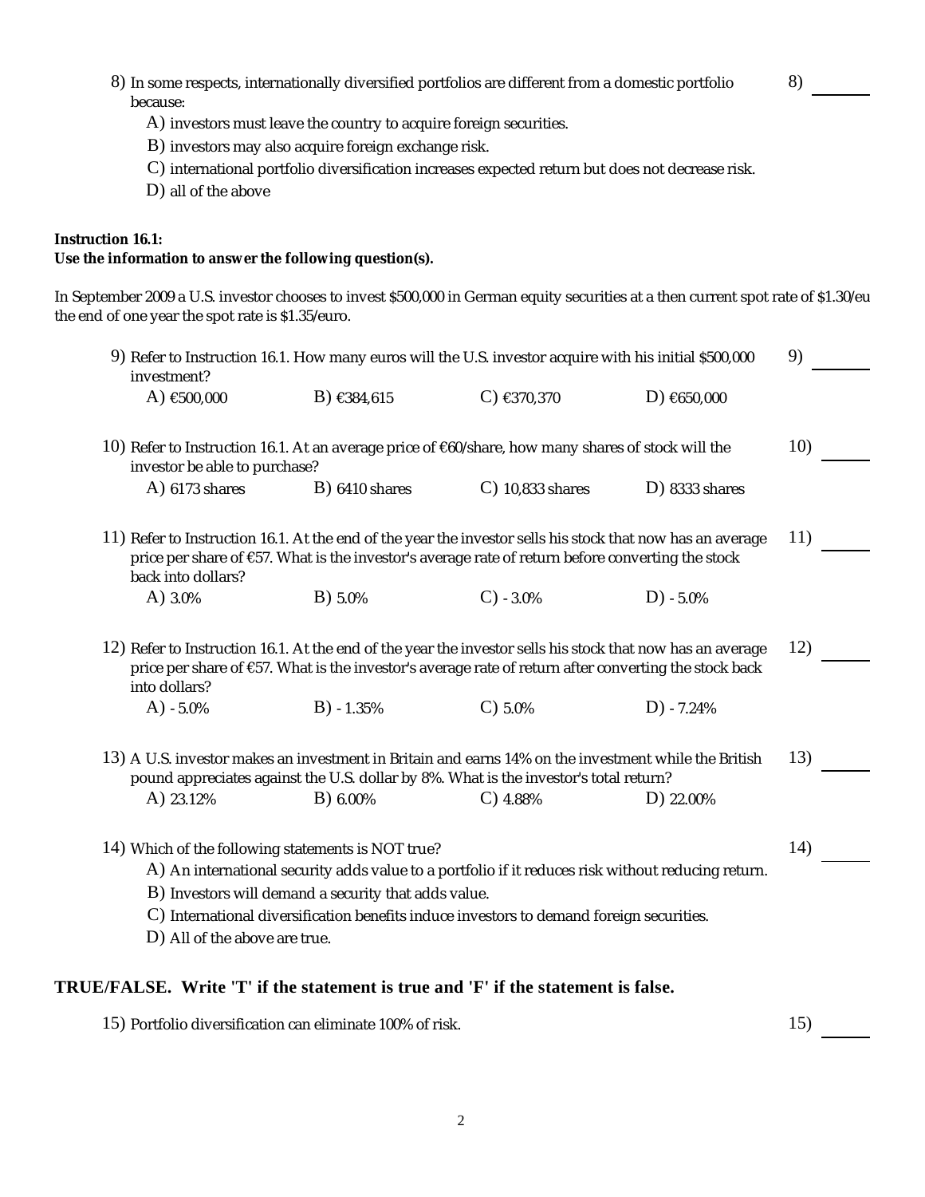8) In some respects, internationally diversified portfolios are different from a domestic portfolio because:

A) investors must leave the country to acquire foreign securities.

B) investors may also acquire foreign exchange risk.

C) international portfolio diversification increases expected return but does not decrease risk.

D) all of the above

8) ______

**Instruction 16.1:**
**Use the information to answer the following question(s).**

In September 2009 a U.S. investor chooses to invest $500,000 in German equity securities at a then current spot rate of $1.30/eu the end of one year the spot rate is $1.35/euro.

9) Refer to Instruction 16.1. How many euros will the U.S. investor acquire with his initial $500,000 investment?

A) €500,000 B) €384,615 C) €370,370 D) €650,000

9) ______

10) Refer to Instruction 16.1. At an average price of €60/share, how many shares of stock will the investor be able to purchase?

A) 6173 shares B) 6410 shares C) 10,833 shares D) 8333 shares

10) ______

11) Refer to Instruction 16.1. At the end of the year the investor sells his stock that now has an average price per share of €57. What is the investor's average rate of return before converting the stock back into dollars?

A) 3.0% B) 5.0% C) - 3.0% D) - 5.0%

11) ______

12) Refer to Instruction 16.1. At the end of the year the investor sells his stock that now has an average price per share of €57. What is the investor's average rate of return after converting the stock back into dollars?

A) - 5.0% B) - 1.35% C) 5.0% D) - 7.24%

12) ______

13) A U.S. investor makes an investment in Britain and earns 14% on the investment while the British pound appreciates against the U.S. dollar by 8%. What is the investor's total return?

A) 23.12% B) 6.00% C) 4.88% D) 22.00%

13) ______

14) Which of the following statements is NOT true?

A) An international security adds value to a portfolio if it reduces risk without reducing return.

B) Investors will demand a security that adds value.

C) International diversification benefits induce investors to demand foreign securities.

D) All of the above are true.

14) ______

**TRUE/FALSE. Write 'T' if the statement is true and 'F' if the statement is false.**

15) Portfolio diversification can eliminate 100% of risk.

15) ______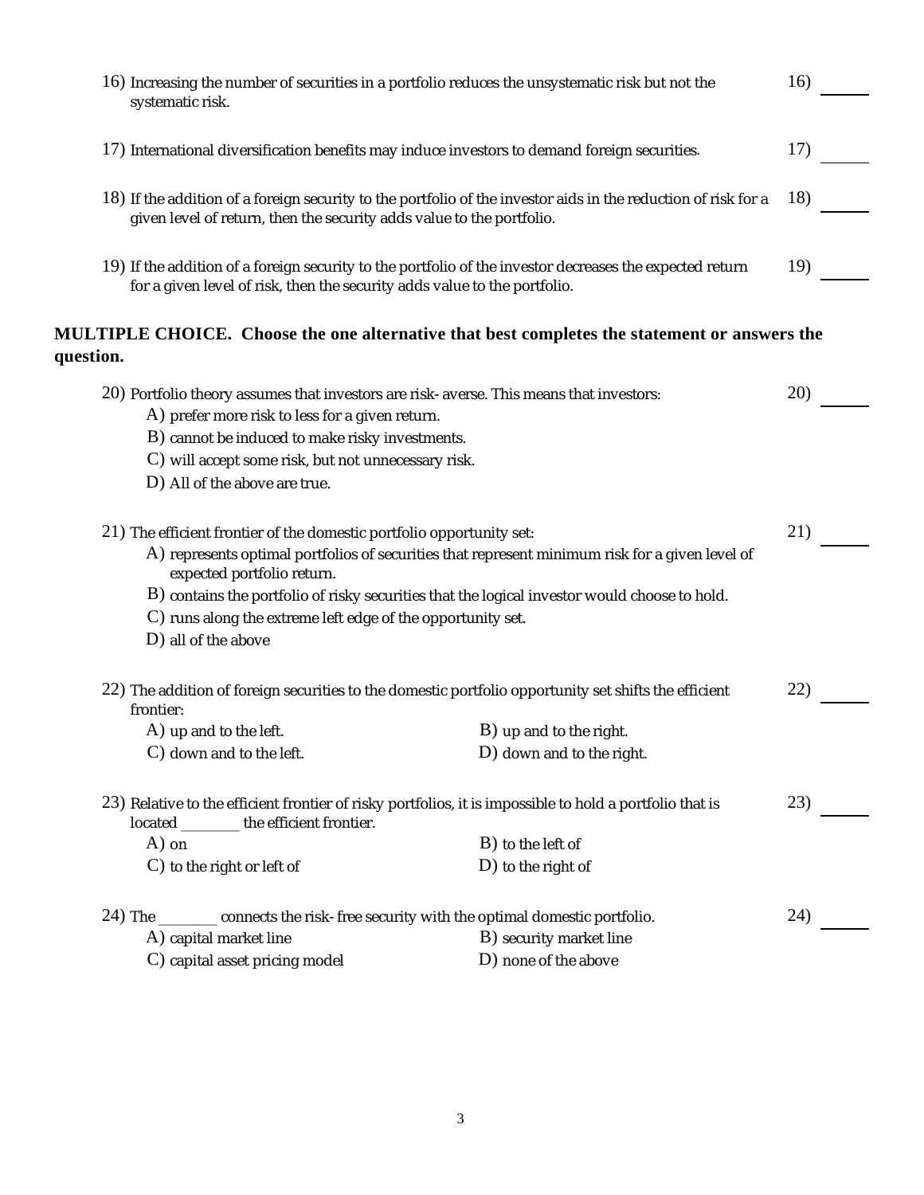16) Increasing the number of securities in a portfolio reduces the unsystematic risk but not the systematic risk. 16) ______

17) International diversification benefits may induce investors to demand foreign securities. 17) ______

18) If the addition of a foreign security to the portfolio of the investor aids in the reduction of risk for a given level of return, then the security adds value to the portfolio. 18) ______

19) If the addition of a foreign security to the portfolio of the investor decreases the expected return for a given level of risk, then the security adds value to the portfolio. 19) ______

**MULTIPLE CHOICE. Choose the one alternative that best completes the statement or answers the question.**

20) Portfolio theory assumes that investors are risk- averse. This means that investors: 20) ______

A) prefer more risk to less for a given return.
B) cannot be induced to make risky investments.
C) will accept some risk, but not unnecessary risk.
D) All of the above are true.

21) The efficient frontier of the domestic portfolio opportunity set: 21) ______

A) represents optimal portfolios of securities that represent minimum risk for a given level of expected portfolio return.
B) contains the portfolio of risky securities that the logical investor would choose to hold.
C) runs along the extreme left edge of the opportunity set.
D) all of the above

22) The addition of foreign securities to the domestic portfolio opportunity set shifts the efficient frontier: 22) ______

A) up and to the left.
B) up and to the right.
C) down and to the left.
D) down and to the right.

23) Relative to the efficient frontier of risky portfolios, it is impossible to hold a portfolio that is located ________ the efficient frontier. 23) ______

A) on
B) to the left of
C) to the right or left of
D) to the right of

24) The ________ connects the risk- free security with the optimal domestic portfolio. 24) ______

A) capital market line
B) security market line
C) capital asset pricing model
D) none of the above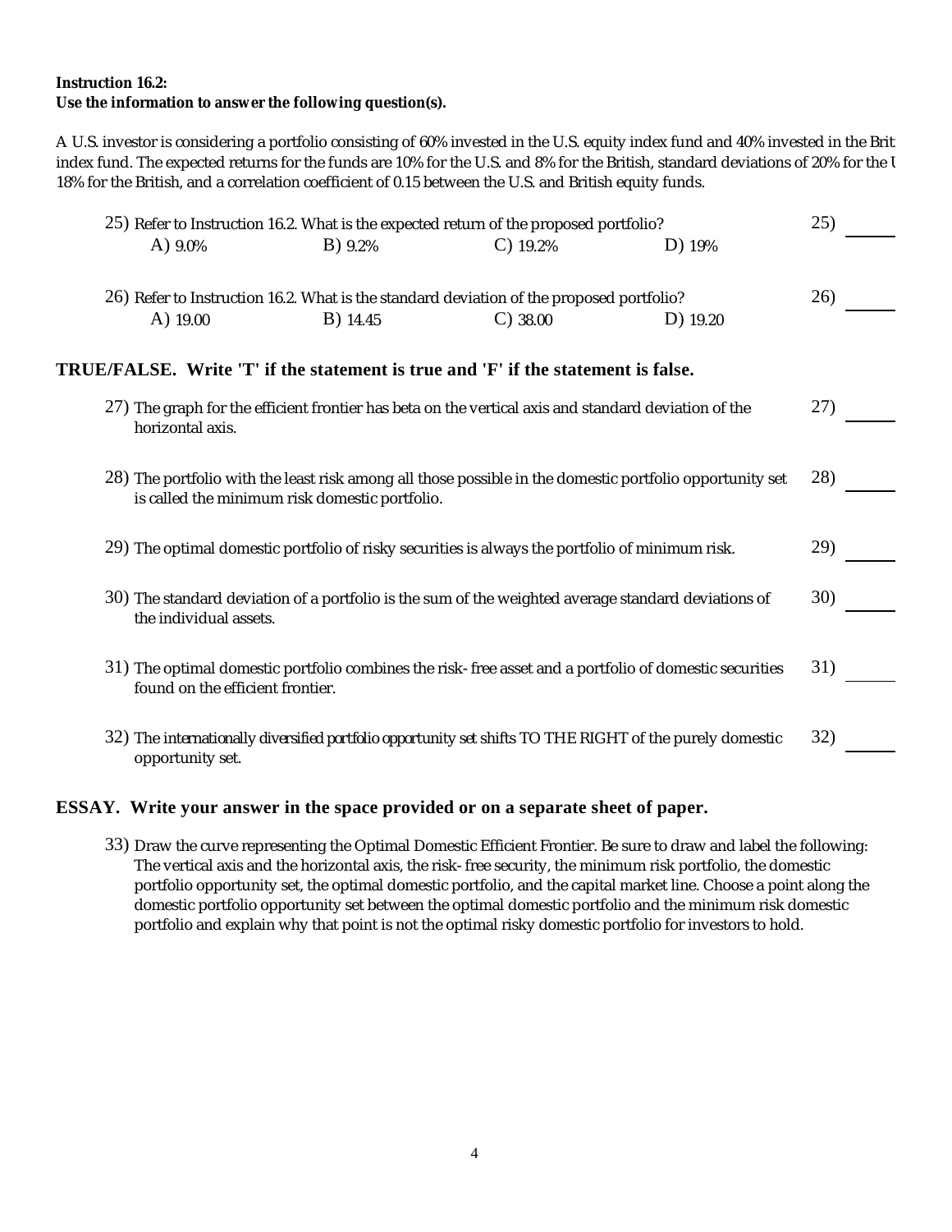**Instruction 16.2:**
**Use the information to answer the following question(s).**

A U.S. investor is considering a portfolio consisting of 60% invested in the U.S. equity index fund and 40% invested in the Brit index fund. The expected returns for the funds are 10% for the U.S. and 8% for the British, standard deviations of 20% for the U 18% for the British, and a correlation coefficient of 0.15 between the U.S. and British equity funds.

25) Refer to Instruction 16.2. What is the expected return of the proposed portfolio? 25) ______

A) 9.0% B) 9.2% C) 19.2% D) 19%

26) Refer to Instruction 16.2. What is the standard deviation of the proposed portfolio? 26) ______

A) 19.00 B) 14.45 C) 38.00 D) 19.20

**TRUE/FALSE. Write 'T' if the statement is true and 'F' if the statement is false.**

27) The graph for the efficient frontier has beta on the vertical axis and standard deviation of the horizontal axis. 27) ______

28) The portfolio with the least risk among all those possible in the domestic portfolio opportunity set is called the minimum risk domestic portfolio. 28) ______

29) The optimal domestic portfolio of risky securities is always the portfolio of minimum risk. 29) ______

30) The standard deviation of a portfolio is the sum of the weighted average standard deviations of the individual assets. 30) ______

31) The optimal domestic portfolio combines the risk- free asset and a portfolio of domestic securities found on the efficient frontier. 31) ______

32) The internationally diversified portfolio opportunity set shifts TO THE RIGHT of the purely domestic opportunity set. 32) ______

**ESSAY. Write your answer in the space provided or on a separate sheet of paper.**

33) Draw the curve representing the Optimal Domestic Efficient Frontier. Be sure to draw and label the following: The vertical axis and the horizontal axis, the risk- free security, the minimum risk portfolio, the domestic portfolio opportunity set, the optimal domestic portfolio, and the capital market line. Choose a point along the domestic portfolio opportunity set between the optimal domestic portfolio and the minimum risk domestic portfolio and explain why that point is not the optimal risky domestic portfolio for investors to hold.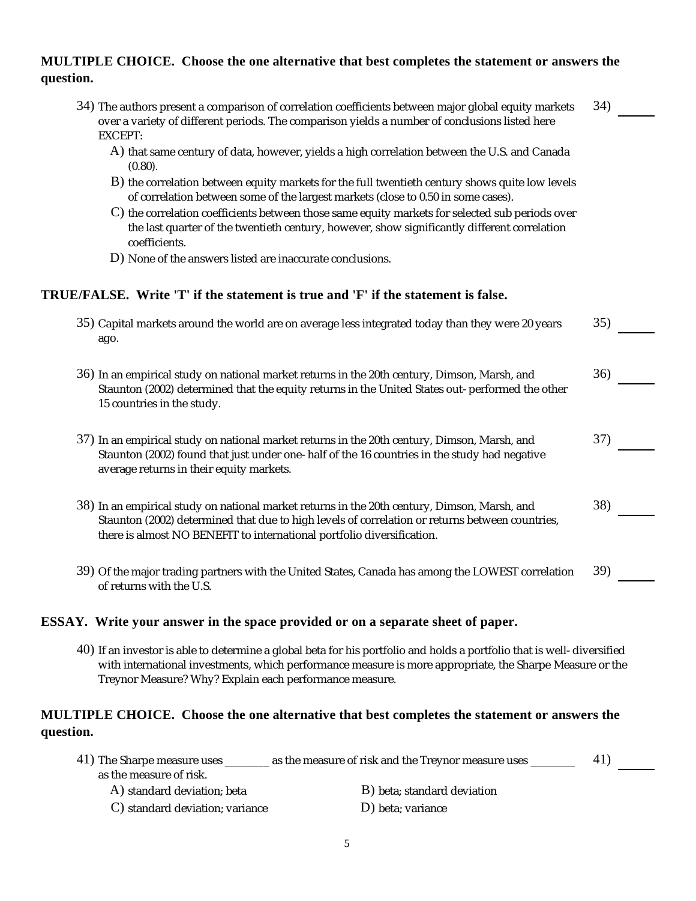**MULTIPLE CHOICE. Choose the one alternative that best completes the statement or answers the question.**

34) The authors present a comparison of correlation coefficients between major global equity markets over a variety of different periods. The comparison yields a number of conclusions listed here EXCEPT: 34) ______

A) that same century of data, however, yields a high correlation between the U.S. and Canada (0.80).

B) the correlation between equity markets for the full twentieth century shows quite low levels of correlation between some of the largest markets (close to 0.50 in some cases).

C) the correlation coefficients between those same equity markets for selected sub periods over the last quarter of the twentieth century, however, show significantly different correlation coefficients.

D) None of the answers listed are inaccurate conclusions.

**TRUE/FALSE. Write 'T' if the statement is true and 'F' if the statement is false.**

35) Capital markets around the world are on average less integrated today than they were 20 years ago. 35) ______

36) In an empirical study on national market returns in the 20th century, Dimson, Marsh, and Staunton (2002) determined that the equity returns in the United States out-performed the other 15 countries in the study. 36) ______

37) In an empirical study on national market returns in the 20th century, Dimson, Marsh, and Staunton (2002) found that just under one-half of the 16 countries in the study had negative average returns in their equity markets. 37) ______

38) In an empirical study on national market returns in the 20th century, Dimson, Marsh, and Staunton (2002) determined that due to high levels of correlation or returns between countries, there is almost NO BENEFIT to international portfolio diversification. 38) ______

39) Of the major trading partners with the United States, Canada has among the LOWEST correlation of returns with the U.S. 39) ______

**ESSAY. Write your answer in the space provided or on a separate sheet of paper.**

40) If an investor is able to determine a global beta for his portfolio and holds a portfolio that is well-diversified with international investments, which performance measure is more appropriate, the Sharpe Measure or the Treynor Measure? Why? Explain each performance measure.

**MULTIPLE CHOICE. Choose the one alternative that best completes the statement or answers the question.**

41) The Sharpe measure uses ________ as the measure of risk and the Treynor measure uses ________ as the measure of risk. 41) ______

A) standard deviation; beta

B) beta; standard deviation

C) standard deviation; variance

D) beta; variance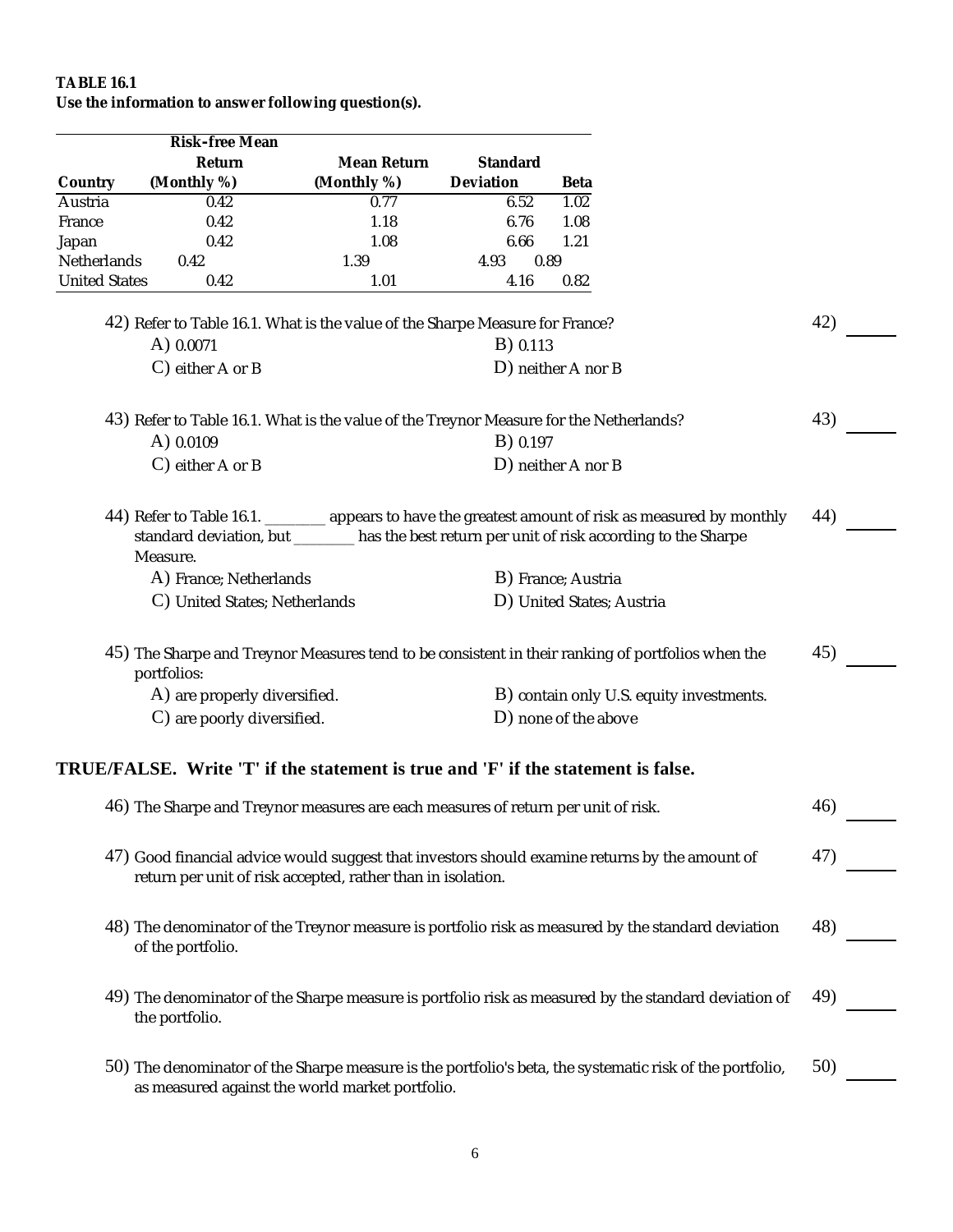**TABLE 16.1**
**Use the information to answer following question(s).**

| Country | Risk-free Mean Return (Monthly %) | Mean Return (Monthly %) | Standard Deviation | Beta |
|---|---|---|---|---|
| Austria | 0.42 | 0.77 | 6.52 | 1.02 |
| France | 0.42 | 1.18 | 6.76 | 1.08 |
| Japan | 0.42 | 1.08 | 6.66 | 1.21 |
| Netherlands | 0.42 | 1.39 | 4.93 | 0.89 |
| United States | 0.42 | 1.01 | 4.16 | 0.82 |

42) Refer to Table 16.1. What is the value of the Sharpe Measure for France?

A) 0.0071
B) 0.113
C) either A or B
D) neither A nor B

43) Refer to Table 16.1. What is the value of the Treynor Measure for the Netherlands?

A) 0.0109
B) 0.197
C) either A or B
D) neither A nor B

44) Refer to Table 16.1. ________ appears to have the greatest amount of risk as measured by monthly standard deviation, but ________ has the best return per unit of risk according to the Sharpe Measure.

A) France; Netherlands
B) France; Austria
C) United States; Netherlands
D) United States; Austria

45) The Sharpe and Treynor Measures tend to be consistent in their ranking of portfolios when the portfolios:

A) are properly diversified.
B) contain only U.S. equity investments.
C) are poorly diversified.
D) none of the above

## TRUE/FALSE. Write 'T' if the statement is true and 'F' if the statement is false.

46) The Sharpe and Treynor measures are each measures of return per unit of risk.

47) Good financial advice would suggest that investors should examine returns by the amount of return per unit of risk accepted, rather than in isolation.

48) The denominator of the Treynor measure is portfolio risk as measured by the standard deviation of the portfolio.

49) The denominator of the Sharpe measure is portfolio risk as measured by the standard deviation of the portfolio.

50) The denominator of the Sharpe measure is the portfolio's beta, the systematic risk of the portfolio, as measured against the world market portfolio.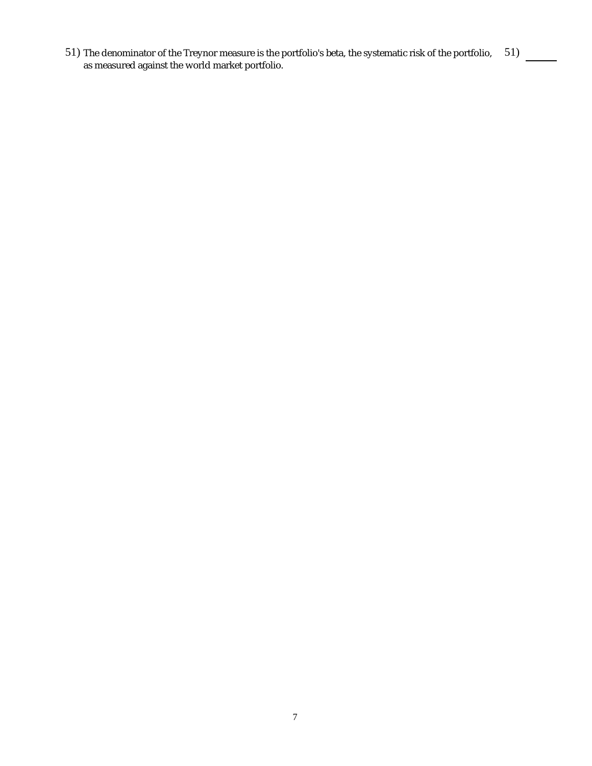51) The denominator of the Treynor measure is the portfolio's beta, the systematic risk of the portfolio, as measured against the world market portfolio. 51) ______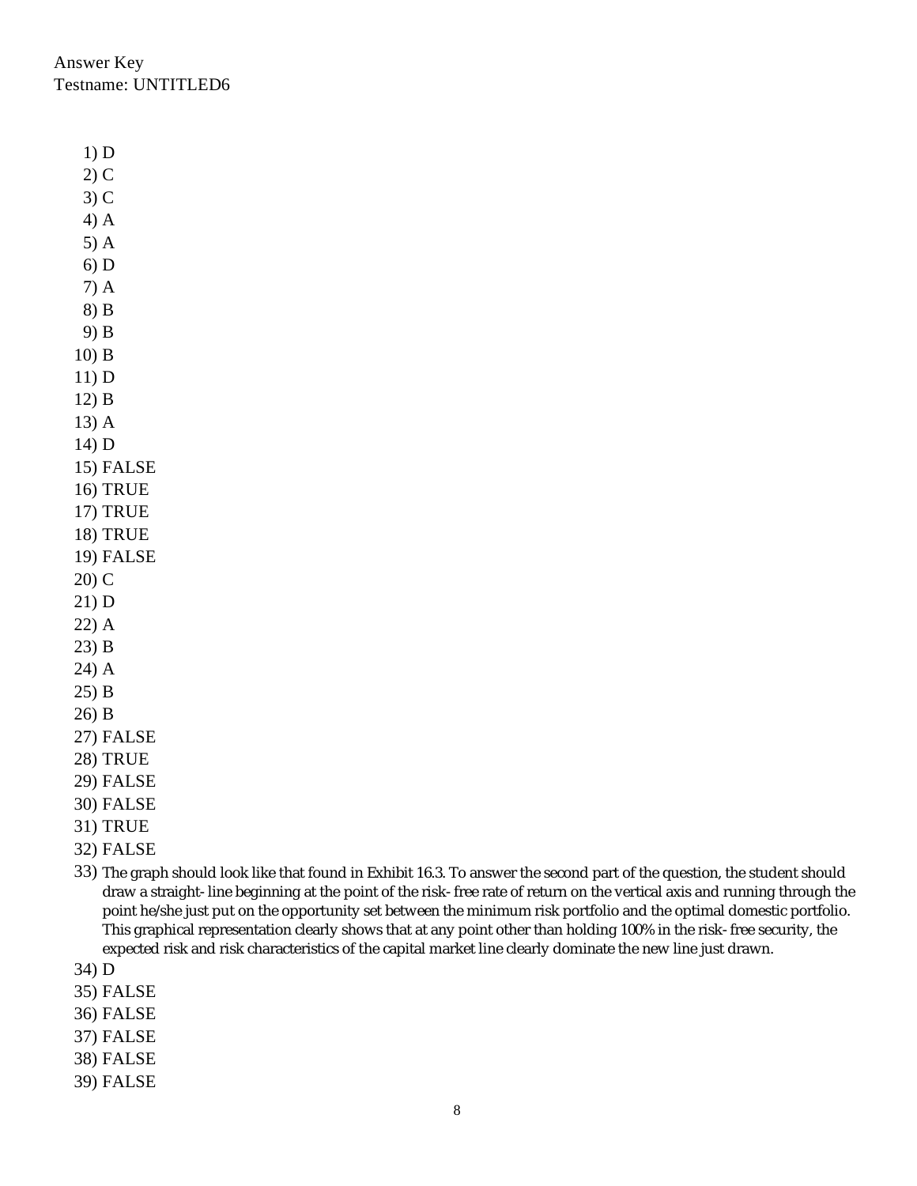Answer Key
Testname: UNTITLED6

1) D
2) C
3) C
4) A
5) A
6) D
7) A
8) B
9) B
10) B
11) D
12) B
13) A
14) D
15) FALSE
16) TRUE
17) TRUE
18) TRUE
19) FALSE
20) C
21) D
22) A
23) B
24) A
25) B
26) B
27) FALSE
28) TRUE
29) FALSE
30) FALSE
31) TRUE
32) FALSE
33) The graph should look like that found in Exhibit 16.3. To answer the second part of the question, the student should draw a straight- line beginning at the point of the risk- free rate of return on the vertical axis and running through the point he/she just put on the opportunity set between the minimum risk portfolio and the optimal domestic portfolio. This graphical representation clearly shows that at any point other than holding 100% in the risk- free security, the expected risk and risk characteristics of the capital market line clearly dominate the new line just drawn.
34) D
35) FALSE
36) FALSE
37) FALSE
38) FALSE
39) FALSE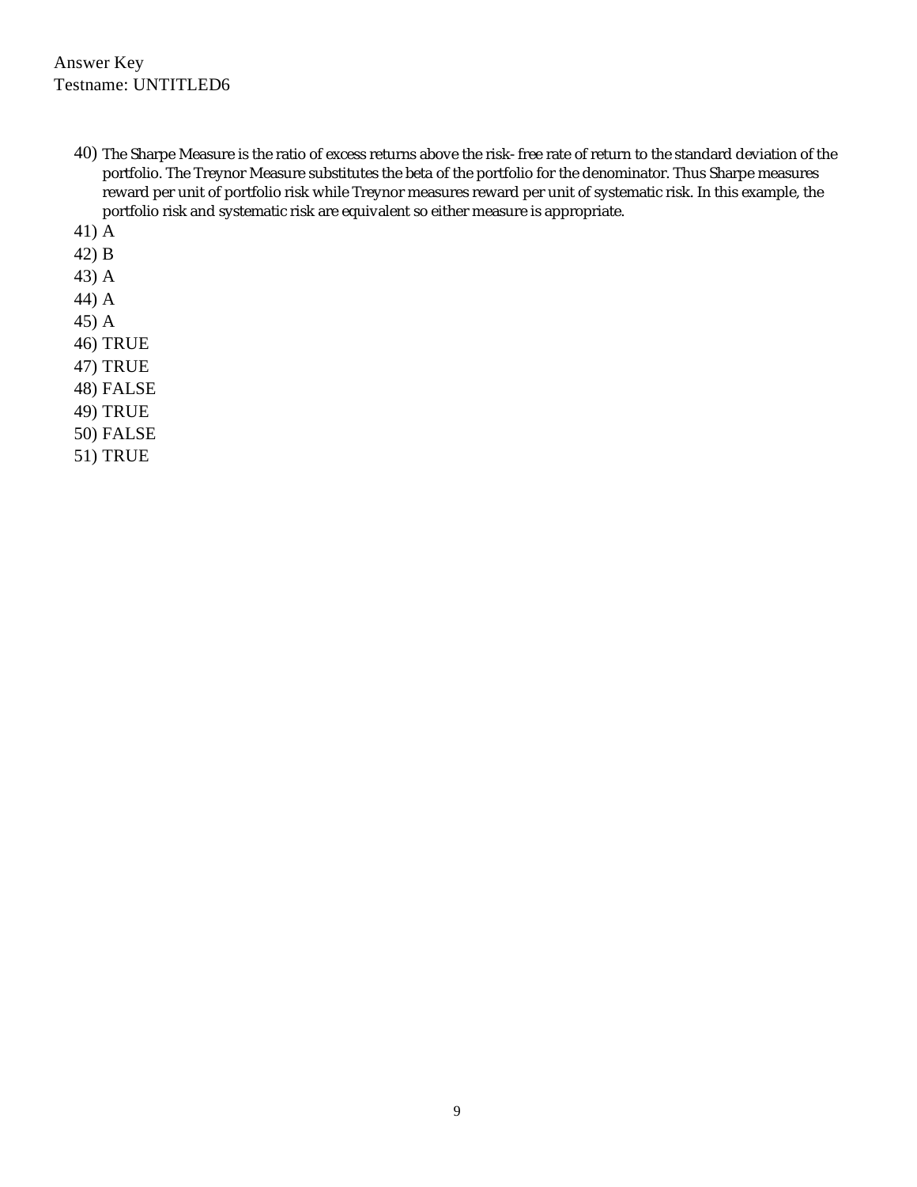Answer Key
Testname: UNTITLED6

40) The Sharpe Measure is the ratio of excess returns above the risk- free rate of return to the standard deviation of the portfolio. The Treynor Measure substitutes the beta of the portfolio for the denominator. Thus Sharpe measures reward per unit of portfolio risk while Treynor measures reward per unit of systematic risk. In this example, the portfolio risk and systematic risk are equivalent so either measure is appropriate.
41) A
42) B
43) A
44) A
45) A
46) TRUE
47) TRUE
48) FALSE
49) TRUE
50) FALSE
51) TRUE